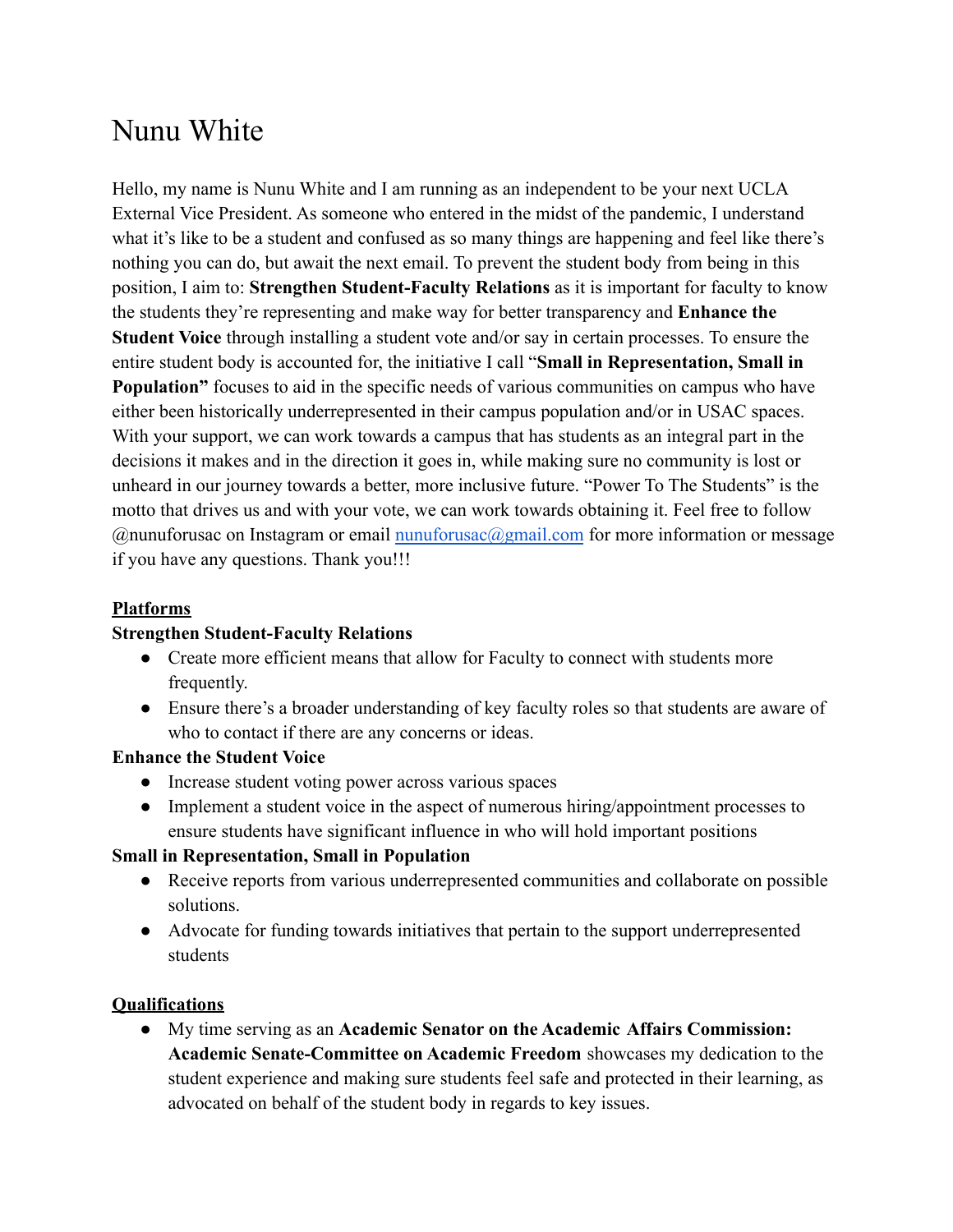# Nunu White

Hello, my name is Nunu White and I am running as an independent to be your next UCLA External Vice President. As someone who entered in the midst of the pandemic, I understand what it's like to be a student and confused as so many things are happening and feel like there's nothing you can do, but await the next email. To prevent the student body from being in this position, I aim to: **Strengthen Student-Faculty Relations** as it is important for faculty to know the students they're representing and make way for better transparency and **Enhance the Student Voice** through installing a student vote and/or say in certain processes. To ensure the entire student body is accounted for, the initiative I call "**Small in Representation, Small in Population"** focuses to aid in the specific needs of various communities on campus who have either been historically underrepresented in their campus population and/or in USAC spaces. With your support, we can work towards a campus that has students as an integral part in the decisions it makes and in the direction it goes in, while making sure no community is lost or unheard in our journey towards a better, more inclusive future. "Power To The Students" is the motto that drives us and with your vote, we can work towards obtaining it. Feel free to follow @nunuforusac on Instagram or email [nunuforusac@gmail.com](mailto:nunuforusac@gmail.com) for more information or message if you have any questions. Thank you!!!

## Platforms

**Strengthen Student-Faculty Relations**

- Create more efficient means that allow for Faculty to connect with students more frequently.
- Ensure there's a broader understanding of key faculty roles so that students are aware of who to contact if there are any concerns or ideas.

**Enhance the Student Voice**

- Increase student voting power across various spaces
- Implement a student voice in the aspect of numerous hiring/appointment processes to ensure students have significant influence in who will hold important positions

**Small in Representation, Small in Population**

- Receive reports from various underrepresented communities and collaborate on possible solutions.
- Advocate for funding towards initiatives that pertain to the support underrepresented students

## Qualifications

- My time serving as an **Academic Senator on the Academic Affairs Commission: Academic Senate-Committee on Academic Freedom** showcases my dedication to the student experience and making sure students feel safe and protected in their learning, as advocated on behalf of the student body in regards to key issues.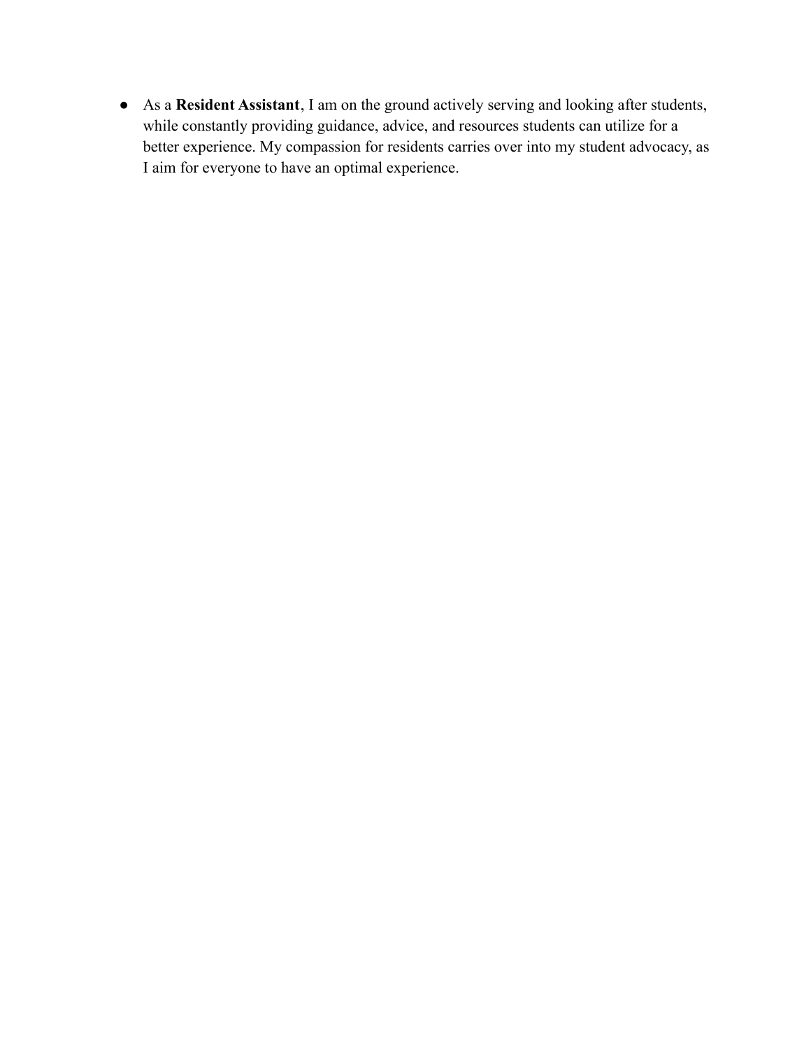- As a **Resident Assistant**, I am on the ground actively serving and looking after students, while constantly providing guidance, advice, and resources students can utilize for a better experience. My compassion for residents carries over into my student advocacy, as I aim for everyone to have an optimal experience.